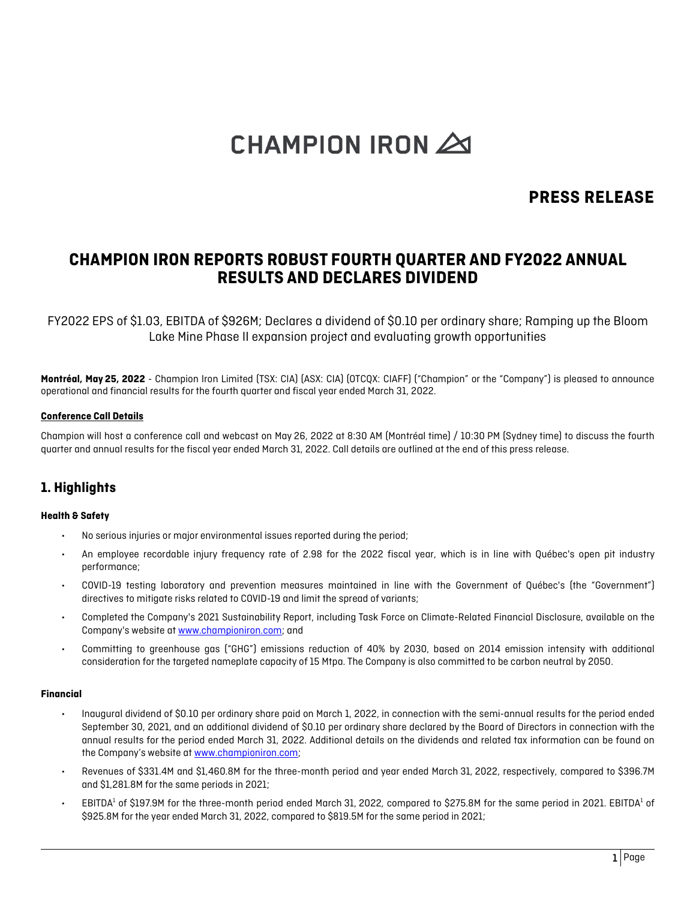# CHAMPION IRON

## PRESS RELEASE

# CHAMPION IRON REPORTS ROBUST FOURTH QUARTER AND FY2022 ANNUAL RESULTS AND DECLARES DIVIDEND

FY2022 EPS of $1.03, EBITDA of $926M; Declares a dividend of $0.10 per ordinary share; Ramping up the Bloom Lake Mine Phase II expansion project and evaluating growth opportunities

**Montréal, May 25, 2022** - Champion Iron Limited (TSX: CIA) (ASX: CIA) (OTCQX: CIAFF) ("Champion" or the "Company") is pleased to announce operational and financial results for the fourth quarter and fiscal year ended March 31, 2022.

**Conference Call Details**

Champion will host a conference call and webcast on May 26, 2022 at 8:30 AM (Montréal time) / 10:30 PM (Sydney time) to discuss the fourth quarter and annual results for the fiscal year ended March 31, 2022. Call details are outlined at the end of this press release.

## 1. Highlights

#### Health & Safety

- No serious injuries or major environmental issues reported during the period;
- An employee recordable injury frequency rate of 2.98 for the 2022 fiscal year, which is in line with Québec's open pit industry performance;
- COVID-19 testing laboratory and prevention measures maintained in line with the Government of Québec's (the "Government") directives to mitigate risks related to COVID-19 and limit the spread of variants;
- Completed the Company's 2021 Sustainability Report, including Task Force on Climate-Related Financial Disclosure, available on the Company's website at www.championiron.com; and
- Committing to greenhouse gas ("GHG") emissions reduction of 40% by 2030, based on 2014 emission intensity with additional consideration for the targeted nameplate capacity of 15 Mtpa. The Company is also committed to be carbon neutral by 2050.

#### Financial

- Inaugural dividend of $0.10 per ordinary share paid on March 1, 2022, in connection with the semi-annual results for the period ended September 30, 2021, and an additional dividend of $0.10 per ordinary share declared by the Board of Directors in connection with the annual results for the period ended March 31, 2022. Additional details on the dividends and related tax information can be found on the Company's website at www.championiron.com;
- Revenues of $331.4M and $1,460.8M for the three-month period and year ended March 31, 2022, respectively, compared to $396.7M and $1,281.8M for the same periods in 2021;
- EBITDA[1] of $197.9M for the three-month period ended March 31, 2022, compared to $275.8M for the same period in 2021. EBITDA[1] of $925.8M for the year ended March 31, 2022, compared to $819.5M for the same period in 2021;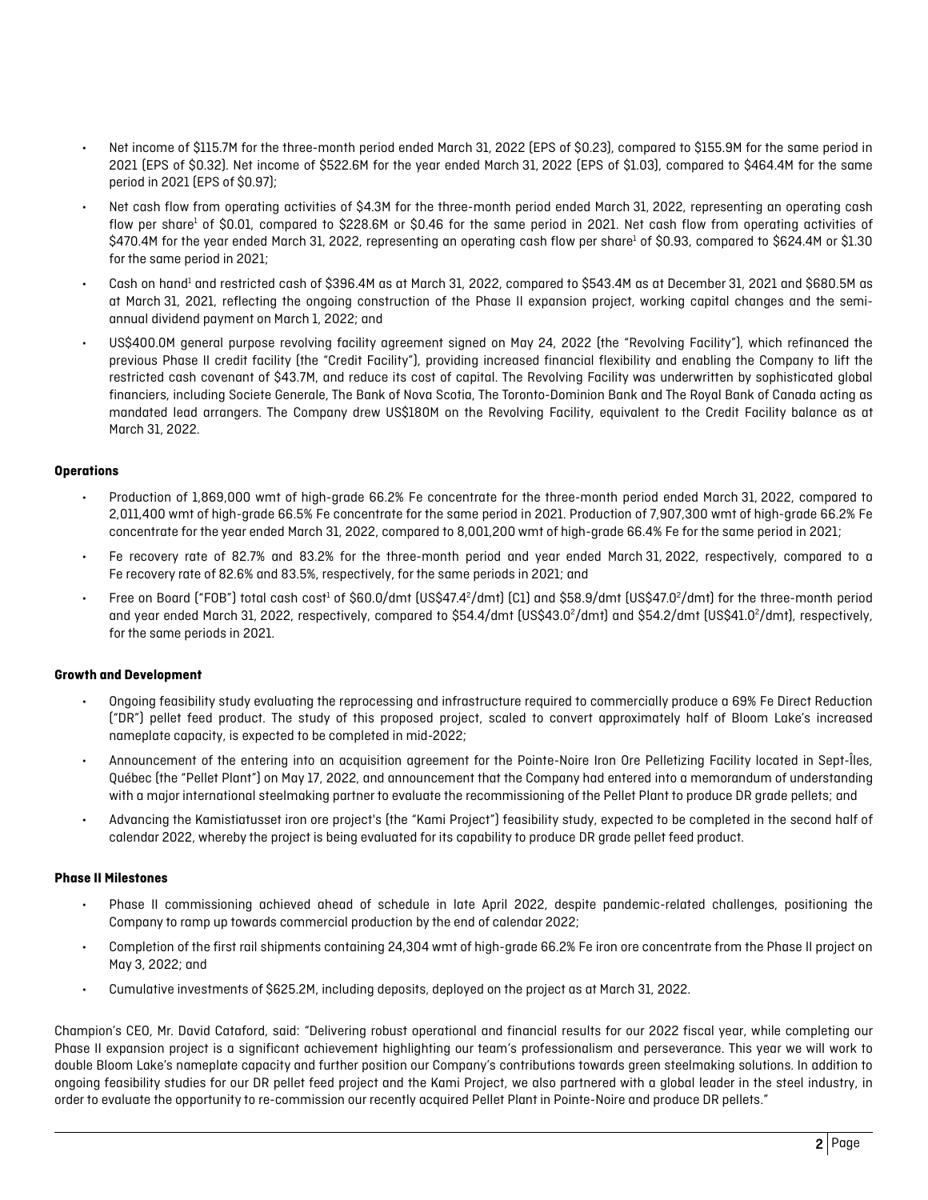- Net income of \$115.7M for the three-month period ended March 31, 2022 (EPS of \$0.23), compared to \$155.9M for the same period in 2021 (EPS of \$0.32). Net income of \$522.6M for the year ended March 31, 2022 (EPS of \$1.03), compared to \$464.4M for the same period in 2021 (EPS of \$0.97);
- Net cash flow from operating activities of \$4.3M for the three-month period ended March 31, 2022, representing an operating cash flow per share[1] of \$0.01, compared to \$228.6M or \$0.46 for the same period in 2021. Net cash flow from operating activities of \$470.4M for the year ended March 31, 2022, representing an operating cash flow per share[1] of \$0.93, compared to \$624.4M or \$1.30 for the same period in 2021;
- Cash on hand[1] and restricted cash of \$396.4M as at March 31, 2022, compared to \$543.4M as at December 31, 2021 and \$680.5M as at March 31, 2021, reflecting the ongoing construction of the Phase II expansion project, working capital changes and the semi-annual dividend payment on March 1, 2022; and
- US\$400.0M general purpose revolving facility agreement signed on May 24, 2022 (the "Revolving Facility"), which refinanced the previous Phase II credit facility (the "Credit Facility"), providing increased financial flexibility and enabling the Company to lift the restricted cash covenant of \$43.7M, and reduce its cost of capital. The Revolving Facility was underwritten by sophisticated global financiers, including Societe Generale, The Bank of Nova Scotia, The Toronto-Dominion Bank and The Royal Bank of Canada acting as mandated lead arrangers. The Company drew US\$180M on the Revolving Facility, equivalent to the Credit Facility balance as at March 31, 2022.

**Operations**

- Production of 1,869,000 wmt of high-grade 66.2% Fe concentrate for the three-month period ended March 31, 2022, compared to 2,011,400 wmt of high-grade 66.5% Fe concentrate for the same period in 2021. Production of 7,907,300 wmt of high-grade 66.2% Fe concentrate for the year ended March 31, 2022, compared to 8,001,200 wmt of high-grade 66.4% Fe for the same period in 2021;
- Fe recovery rate of 82.7% and 83.2% for the three-month period and year ended March 31, 2022, respectively, compared to a Fe recovery rate of 82.6% and 83.5%, respectively, for the same periods in 2021; and
- Free on Board ("FOB") total cash cost[1] of \$60.0/dmt (US\$47.4[2]/dmt) (C1) and \$58.9/dmt (US\$47.0[2]/dmt) for the three-month period and year ended March 31, 2022, respectively, compared to \$54.4/dmt (US\$43.0[2]/dmt) and \$54.2/dmt (US\$41.0[2]/dmt), respectively, for the same periods in 2021.

**Growth and Development**

- Ongoing feasibility study evaluating the reprocessing and infrastructure required to commercially produce a 69% Fe Direct Reduction ("DR") pellet feed product. The study of this proposed project, scaled to convert approximately half of Bloom Lake's increased nameplate capacity, is expected to be completed in mid-2022;
- Announcement of the entering into an acquisition agreement for the Pointe-Noire Iron Ore Pelletizing Facility located in Sept-Îles, Québec (the "Pellet Plant") on May 17, 2022, and announcement that the Company had entered into a memorandum of understanding with a major international steelmaking partner to evaluate the recommissioning of the Pellet Plant to produce DR grade pellets; and
- Advancing the Kamistiatusset iron ore project's (the "Kami Project") feasibility study, expected to be completed in the second half of calendar 2022, whereby the project is being evaluated for its capability to produce DR grade pellet feed product.

**Phase II Milestones**

- Phase II commissioning achieved ahead of schedule in late April 2022, despite pandemic-related challenges, positioning the Company to ramp up towards commercial production by the end of calendar 2022;
- Completion of the first rail shipments containing 24,304 wmt of high-grade 66.2% Fe iron ore concentrate from the Phase II project on May 3, 2022; and
- Cumulative investments of \$625.2M, including deposits, deployed on the project as at March 31, 2022.

Champion's CEO, Mr. David Cataford, said: "Delivering robust operational and financial results for our 2022 fiscal year, while completing our Phase II expansion project is a significant achievement highlighting our team's professionalism and perseverance. This year we will work to double Bloom Lake's nameplate capacity and further position our Company's contributions towards green steelmaking solutions. In addition to ongoing feasibility studies for our DR pellet feed project and the Kami Project, we also partnered with a global leader in the steel industry, in order to evaluate the opportunity to re-commission our recently acquired Pellet Plant in Pointe-Noire and produce DR pellets."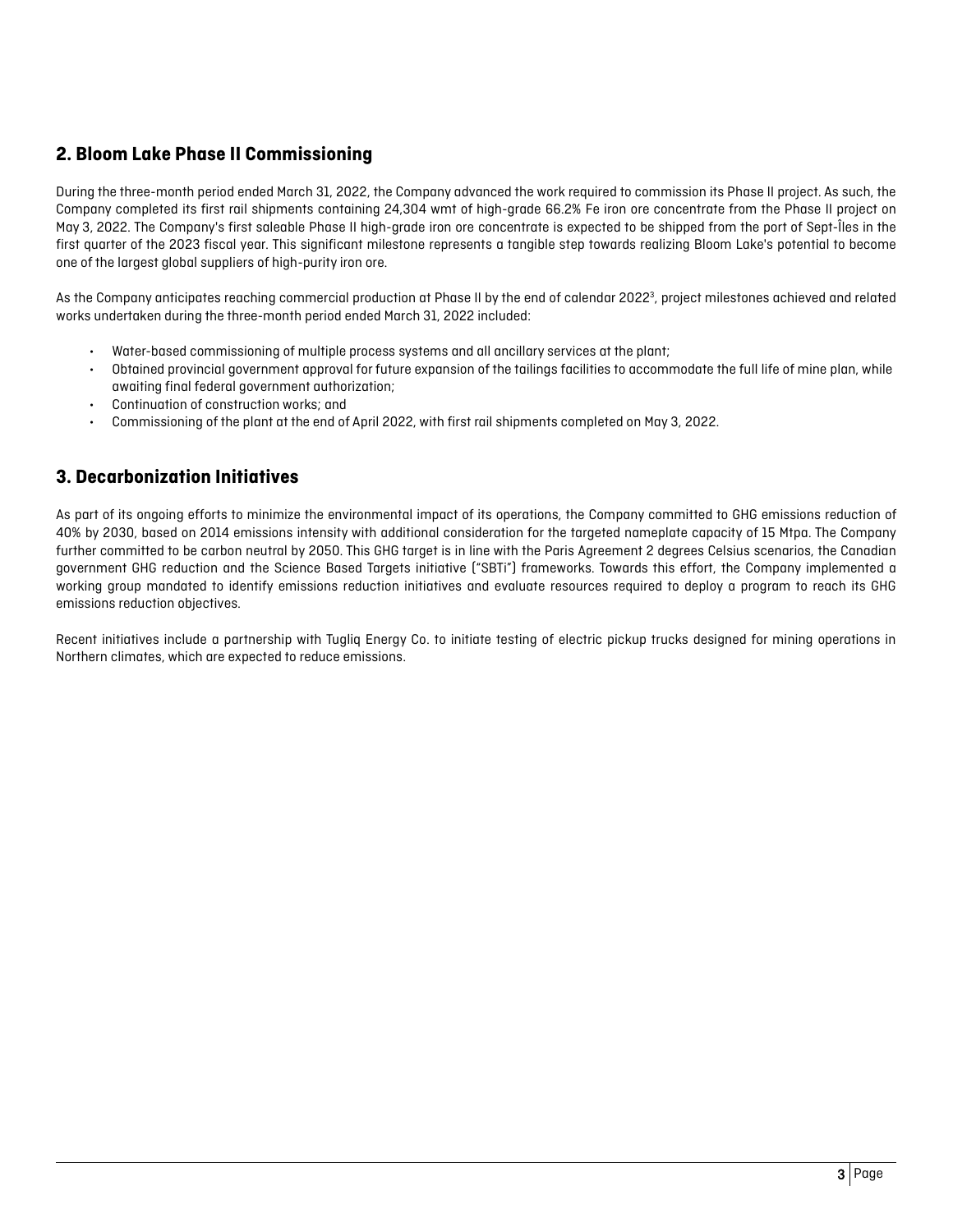## 2. Bloom Lake Phase II Commissioning

During the three-month period ended March 31, 2022, the Company advanced the work required to commission its Phase II project. As such, the Company completed its first rail shipments containing 24,304 wmt of high-grade 66.2% Fe iron ore concentrate from the Phase II project on May 3, 2022. The Company's first saleable Phase II high-grade iron ore concentrate is expected to be shipped from the port of Sept-Îles in the first quarter of the 2023 fiscal year. This significant milestone represents a tangible step towards realizing Bloom Lake's potential to become one of the largest global suppliers of high-purity iron ore.

As the Company anticipates reaching commercial production at Phase II by the end of calendar 2022[3], project milestones achieved and related works undertaken during the three-month period ended March 31, 2022 included:

- Water-based commissioning of multiple process systems and all ancillary services at the plant;
- Obtained provincial government approval for future expansion of the tailings facilities to accommodate the full life of mine plan, while awaiting final federal government authorization;
- Continuation of construction works; and
- Commissioning of the plant at the end of April 2022, with first rail shipments completed on May 3, 2022.

## 3. Decarbonization Initiatives

As part of its ongoing efforts to minimize the environmental impact of its operations, the Company committed to GHG emissions reduction of 40% by 2030, based on 2014 emissions intensity with additional consideration for the targeted nameplate capacity of 15 Mtpa. The Company further committed to be carbon neutral by 2050. This GHG target is in line with the Paris Agreement 2 degrees Celsius scenarios, the Canadian government GHG reduction and the Science Based Targets initiative ("SBTi") frameworks. Towards this effort, the Company implemented a working group mandated to identify emissions reduction initiatives and evaluate resources required to deploy a program to reach its GHG emissions reduction objectives.

Recent initiatives include a partnership with Tugliq Energy Co. to initiate testing of electric pickup trucks designed for mining operations in Northern climates, which are expected to reduce emissions.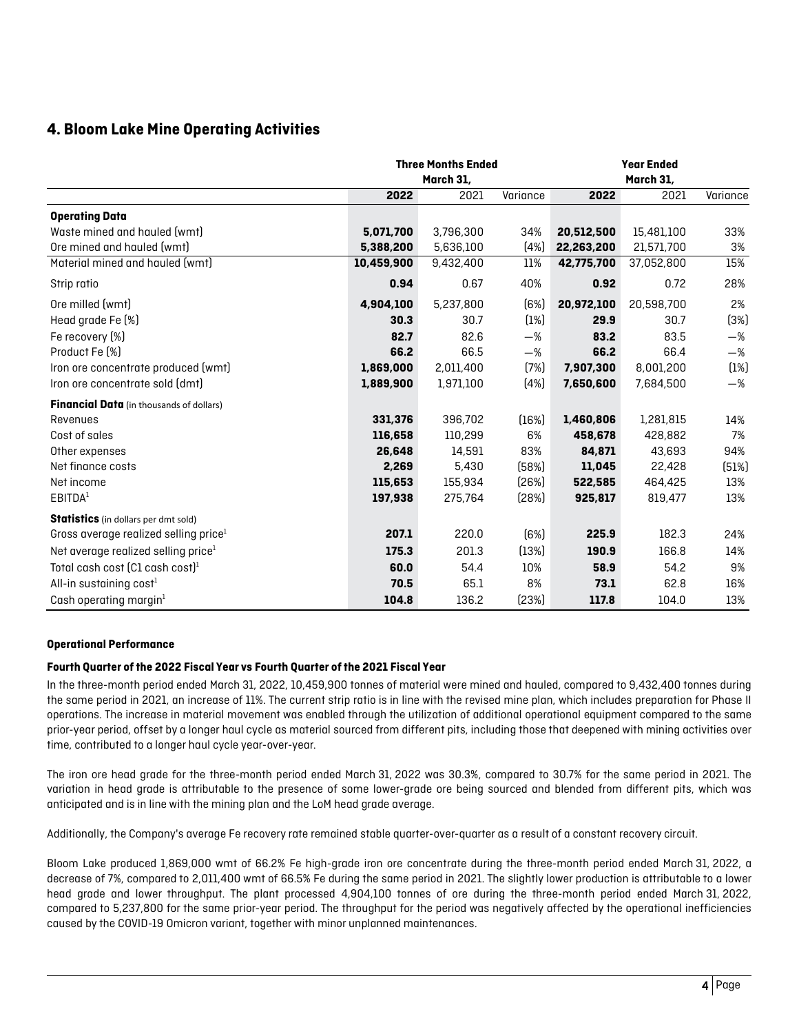## 4. Bloom Lake Mine Operating Activities

| | Three Months Ended March 31, | | | Year Ended March 31, | | |
|---|---|---|---|---|---|---|
| | **2022** | 2021 | Variance | **2022** | 2021 | Variance |
| **Operating Data** | | | | | | |
| Waste mined and hauled (wmt) | **5,071,700** | 3,796,300 | 34% | **20,512,500** | 15,481,100 | 33% |
| Ore mined and hauled (wmt) | **5,388,200** | 5,636,100 | (4%) | **22,263,200** | 21,571,700 | 3% |
| Material mined and hauled (wmt) | **10,459,900** | 9,432,400 | 11% | **42,775,700** | 37,052,800 | 15% |
| Strip ratio | **0.94** | 0.67 | 40% | **0.92** | 0.72 | 28% |
| Ore milled (wmt) | **4,904,100** | 5,237,800 | (6%) | **20,972,100** | 20,598,700 | 2% |
| Head grade Fe (%) | **30.3** | 30.7 | (1%) | **29.9** | 30.7 | (3%) |
| Fe recovery (%) | **82.7** | 82.6 | —% | **83.2** | 83.5 | —% |
| Product Fe (%) | **66.2** | 66.5 | —% | **66.2** | 66.4 | —% |
| Iron ore concentrate produced (wmt) | **1,869,000** | 2,011,400 | (7%) | **7,907,300** | 8,001,200 | (1%) |
| Iron ore concentrate sold (dmt) | **1,889,900** | 1,971,100 | (4%) | **7,650,600** | 7,684,500 | —% |
| **Financial Data** (in thousands of dollars) | | | | | | |
| Revenues | **331,376** | 396,702 | (16%) | **1,460,806** | 1,281,815 | 14% |
| Cost of sales | **116,658** | 110,299 | 6% | **458,678** | 428,882 | 7% |
| Other expenses | **26,648** | 14,591 | 83% | **84,871** | 43,693 | 94% |
| Net finance costs | **2,269** | 5,430 | (58%) | **11,045** | 22,428 | (51%) |
| Net income | **115,653** | 155,934 | (26%) | **522,585** | 464,425 | 13% |
| EBITDA[1] | **197,938** | 275,764 | (28%) | **925,817** | 819,477 | 13% |
| **Statistics** (in dollars per dmt sold) | | | | | | |
| Gross average realized selling price[1] | **207.1** | 220.0 | (6%) | **225.9** | 182.3 | 24% |
| Net average realized selling price[1] | **175.3** | 201.3 | (13%) | **190.9** | 166.8 | 14% |
| Total cash cost (C1 cash cost)[1] | **60.0** | 54.4 | 10% | **58.9** | 54.2 | 9% |
| All-in sustaining cost[1] | **70.5** | 65.1 | 8% | **73.1** | 62.8 | 16% |
| Cash operating margin[1] | **104.8** | 136.2 | (23%) | **117.8** | 104.0 | 13% |

**Operational Performance**

**Fourth Quarter of the 2022 Fiscal Year vs Fourth Quarter of the 2021 Fiscal Year**

In the three-month period ended March 31, 2022, 10,459,900 tonnes of material were mined and hauled, compared to 9,432,400 tonnes during the same period in 2021, an increase of 11%. The current strip ratio is in line with the revised mine plan, which includes preparation for Phase II operations. The increase in material movement was enabled through the utilization of additional operational equipment compared to the same prior-year period, offset by a longer haul cycle as material sourced from different pits, including those that deepened with mining activities over time, contributed to a longer haul cycle year-over-year.

The iron ore head grade for the three-month period ended March 31, 2022 was 30.3%, compared to 30.7% for the same period in 2021. The variation in head grade is attributable to the presence of some lower-grade ore being sourced and blended from different pits, which was anticipated and is in line with the mining plan and the LoM head grade average.

Additionally, the Company's average Fe recovery rate remained stable quarter-over-quarter as a result of a constant recovery circuit.

Bloom Lake produced 1,869,000 wmt of 66.2% Fe high-grade iron ore concentrate during the three-month period ended March 31, 2022, a decrease of 7%, compared to 2,011,400 wmt of 66.5% Fe during the same period in 2021. The slightly lower production is attributable to a lower head grade and lower throughput. The plant processed 4,904,100 tonnes of ore during the three-month period ended March 31, 2022, compared to 5,237,800 for the same prior-year period. The throughput for the period was negatively affected by the operational inefficiencies caused by the COVID-19 Omicron variant, together with minor unplanned maintenances.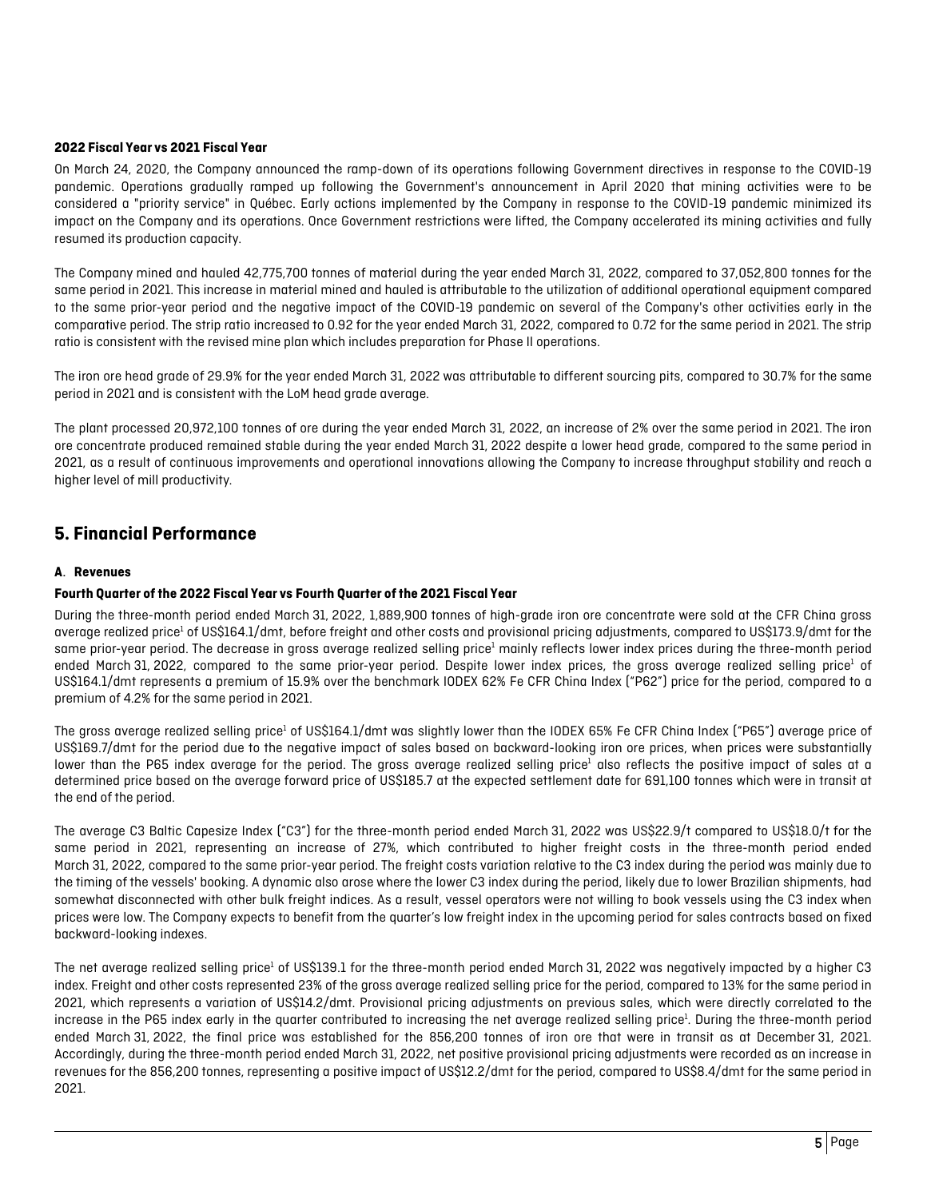#### 2022 Fiscal Year vs 2021 Fiscal Year

On March 24, 2020, the Company announced the ramp-down of its operations following Government directives in response to the COVID-19 pandemic. Operations gradually ramped up following the Government's announcement in April 2020 that mining activities were to be considered a "priority service" in Québec. Early actions implemented by the Company in response to the COVID-19 pandemic minimized its impact on the Company and its operations. Once Government restrictions were lifted, the Company accelerated its mining activities and fully resumed its production capacity.

The Company mined and hauled 42,775,700 tonnes of material during the year ended March 31, 2022, compared to 37,052,800 tonnes for the same period in 2021. This increase in material mined and hauled is attributable to the utilization of additional operational equipment compared to the same prior-year period and the negative impact of the COVID-19 pandemic on several of the Company's other activities early in the comparative period. The strip ratio increased to 0.92 for the year ended March 31, 2022, compared to 0.72 for the same period in 2021. The strip ratio is consistent with the revised mine plan which includes preparation for Phase II operations.

The iron ore head grade of 29.9% for the year ended March 31, 2022 was attributable to different sourcing pits, compared to 30.7% for the same period in 2021 and is consistent with the LoM head grade average.

The plant processed 20,972,100 tonnes of ore during the year ended March 31, 2022, an increase of 2% over the same period in 2021. The iron ore concentrate produced remained stable during the year ended March 31, 2022 despite a lower head grade, compared to the same period in 2021, as a result of continuous improvements and operational innovations allowing the Company to increase throughput stability and reach a higher level of mill productivity.

## 5. Financial Performance

#### A. Revenues

#### Fourth Quarter of the 2022 Fiscal Year vs Fourth Quarter of the 2021 Fiscal Year

During the three-month period ended March 31, 2022, 1,889,900 tonnes of high-grade iron ore concentrate were sold at the CFR China gross average realized price[1] of US$164.1/dmt, before freight and other costs and provisional pricing adjustments, compared to US$173.9/dmt for the same prior-year period. The decrease in gross average realized selling price[1] mainly reflects lower index prices during the three-month period ended March 31, 2022, compared to the same prior-year period. Despite lower index prices, the gross average realized selling price[1] of US$164.1/dmt represents a premium of 15.9% over the benchmark IODEX 62% Fe CFR China Index ("P62") price for the period, compared to a premium of 4.2% for the same period in 2021.

The gross average realized selling price[1] of US$164.1/dmt was slightly lower than the IODEX 65% Fe CFR China Index ("P65") average price of US$169.7/dmt for the period due to the negative impact of sales based on backward-looking iron ore prices, when prices were substantially lower than the P65 index average for the period. The gross average realized selling price[1] also reflects the positive impact of sales at a determined price based on the average forward price of US$185.7 at the expected settlement date for 691,100 tonnes which were in transit at the end of the period.

The average C3 Baltic Capesize Index ("C3") for the three-month period ended March 31, 2022 was US$22.9/t compared to US$18.0/t for the same period in 2021, representing an increase of 27%, which contributed to higher freight costs in the three-month period ended March 31, 2022, compared to the same prior-year period. The freight costs variation relative to the C3 index during the period was mainly due to the timing of the vessels' booking. A dynamic also arose where the lower C3 index during the period, likely due to lower Brazilian shipments, had somewhat disconnected with other bulk freight indices. As a result, vessel operators were not willing to book vessels using the C3 index when prices were low. The Company expects to benefit from the quarter's low freight index in the upcoming period for sales contracts based on fixed backward-looking indexes.

The net average realized selling price[1] of US$139.1 for the three-month period ended March 31, 2022 was negatively impacted by a higher C3 index. Freight and other costs represented 23% of the gross average realized selling price for the period, compared to 13% for the same period in 2021, which represents a variation of US$14.2/dmt. Provisional pricing adjustments on previous sales, which were directly correlated to the increase in the P65 index early in the quarter contributed to increasing the net average realized selling price[1]. During the three-month period ended March 31, 2022, the final price was established for the 856,200 tonnes of iron ore that were in transit as at December 31, 2021. Accordingly, during the three-month period ended March 31, 2022, net positive provisional pricing adjustments were recorded as an increase in revenues for the 856,200 tonnes, representing a positive impact of US$12.2/dmt for the period, compared to US$8.4/dmt for the same period in 2021.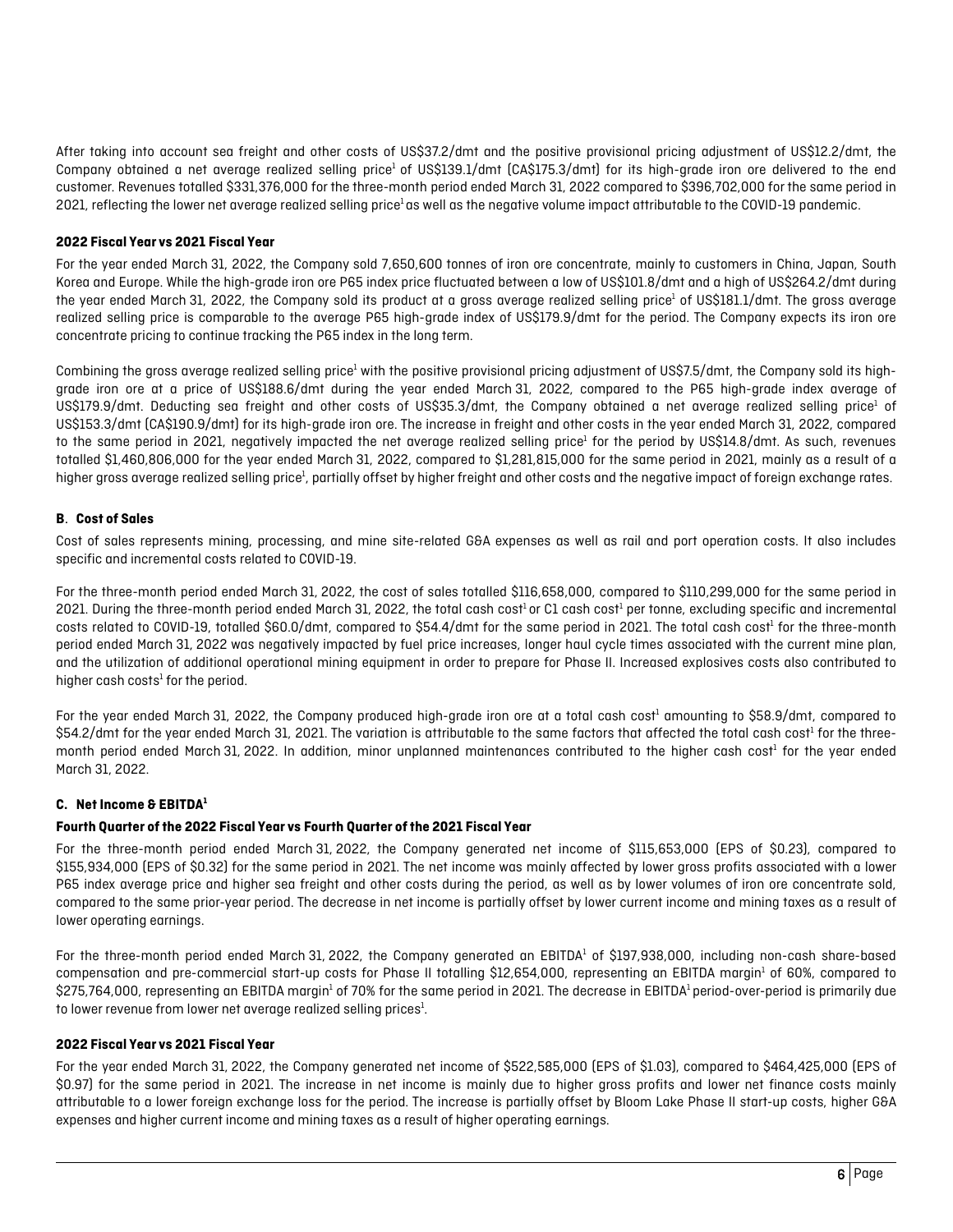After taking into account sea freight and other costs of US$37.2/dmt and the positive provisional pricing adjustment of US$12.2/dmt, the Company obtained a net average realized selling price[1] of US$139.1/dmt (CA$175.3/dmt) for its high-grade iron ore delivered to the end customer. Revenues totalled $331,376,000 for the three-month period ended March 31, 2022 compared to $396,702,000 for the same period in 2021, reflecting the lower net average realized selling price[1] as well as the negative volume impact attributable to the COVID-19 pandemic.

**2022 Fiscal Year vs 2021 Fiscal Year**

For the year ended March 31, 2022, the Company sold 7,650,600 tonnes of iron ore concentrate, mainly to customers in China, Japan, South Korea and Europe. While the high-grade iron ore P65 index price fluctuated between a low of US$101.8/dmt and a high of US$264.2/dmt during the year ended March 31, 2022, the Company sold its product at a gross average realized selling price[1] of US$181.1/dmt. The gross average realized selling price is comparable to the average P65 high-grade index of US$179.9/dmt for the period. The Company expects its iron ore concentrate pricing to continue tracking the P65 index in the long term.

Combining the gross average realized selling price[1] with the positive provisional pricing adjustment of US$7.5/dmt, the Company sold its high-grade iron ore at a price of US$188.6/dmt during the year ended March 31, 2022, compared to the P65 high-grade index average of US$179.9/dmt. Deducting sea freight and other costs of US$35.3/dmt, the Company obtained a net average realized selling price[1] of US$153.3/dmt (CA$190.9/dmt) for its high-grade iron ore. The increase in freight and other costs in the year ended March 31, 2022, compared to the same period in 2021, negatively impacted the net average realized selling price[1] for the period by US$14.8/dmt. As such, revenues totalled $1,460,806,000 for the year ended March 31, 2022, compared to $1,281,815,000 for the same period in 2021, mainly as a result of a higher gross average realized selling price[1], partially offset by higher freight and other costs and the negative impact of foreign exchange rates.

### B. Cost of Sales

Cost of sales represents mining, processing, and mine site-related G&A expenses as well as rail and port operation costs. It also includes specific and incremental costs related to COVID-19.

For the three-month period ended March 31, 2022, the cost of sales totalled $116,658,000, compared to $110,299,000 for the same period in 2021. During the three-month period ended March 31, 2022, the total cash cost[1] or C1 cash cost[1] per tonne, excluding specific and incremental costs related to COVID-19, totalled $60.0/dmt, compared to $54.4/dmt for the same period in 2021. The total cash cost[1] for the three-month period ended March 31, 2022 was negatively impacted by fuel price increases, longer haul cycle times associated with the current mine plan, and the utilization of additional operational mining equipment in order to prepare for Phase II. Increased explosives costs also contributed to higher cash costs[1] for the period.

For the year ended March 31, 2022, the Company produced high-grade iron ore at a total cash cost[1] amounting to $58.9/dmt, compared to $54.2/dmt for the year ended March 31, 2021. The variation is attributable to the same factors that affected the total cash cost[1] for the three-month period ended March 31, 2022. In addition, minor unplanned maintenances contributed to the higher cash cost[1] for the year ended March 31, 2022.

### C. Net Income & EBITDA[1]

**Fourth Quarter of the 2022 Fiscal Year vs Fourth Quarter of the 2021 Fiscal Year**

For the three-month period ended March 31, 2022, the Company generated net income of $115,653,000 (EPS of $0.23), compared to $155,934,000 (EPS of $0.32) for the same period in 2021. The net income was mainly affected by lower gross profits associated with a lower P65 index average price and higher sea freight and other costs during the period, as well as by lower volumes of iron ore concentrate sold, compared to the same prior-year period. The decrease in net income is partially offset by lower current income and mining taxes as a result of lower operating earnings.

For the three-month period ended March 31, 2022, the Company generated an EBITDA[1] of $197,938,000, including non-cash share-based compensation and pre-commercial start-up costs for Phase II totalling $12,654,000, representing an EBITDA margin[1] of 60%, compared to $275,764,000, representing an EBITDA margin[1] of 70% for the same period in 2021. The decrease in EBITDA[1] period-over-period is primarily due to lower revenue from lower net average realized selling prices[1].

**2022 Fiscal Year vs 2021 Fiscal Year**

For the year ended March 31, 2022, the Company generated net income of $522,585,000 (EPS of $1.03), compared to $464,425,000 (EPS of $0.97) for the same period in 2021. The increase in net income is mainly due to higher gross profits and lower net finance costs mainly attributable to a lower foreign exchange loss for the period. The increase is partially offset by Bloom Lake Phase II start-up costs, higher G&A expenses and higher current income and mining taxes as a result of higher operating earnings.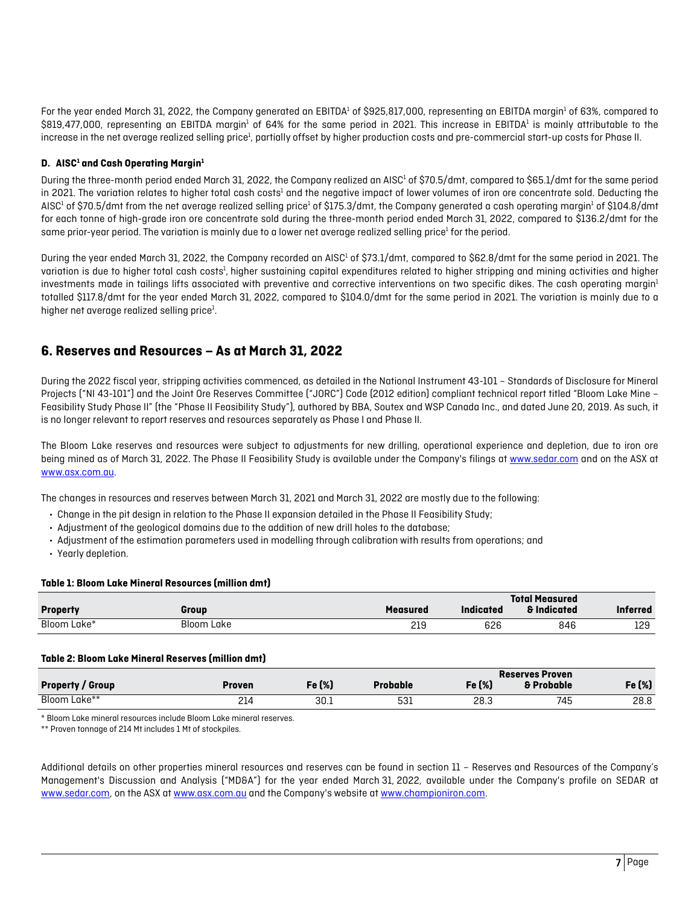For the year ended March 31, 2022, the Company generated an EBITDA[1] of $925,817,000, representing an EBITDA margin[1] of 63%, compared to $819,477,000, representing an EBITDA margin[1] of 64% for the same period in 2021. This increase in EBITDA[1] is mainly attributable to the increase in the net average realized selling price[1], partially offset by higher production costs and pre-commercial start-up costs for Phase II.

#### D. AISC[1] and Cash Operating Margin[1]

During the three-month period ended March 31, 2022, the Company realized an AISC[1] of $70.5/dmt, compared to $65.1/dmt for the same period in 2021. The variation relates to higher total cash costs[1] and the negative impact of lower volumes of iron ore concentrate sold. Deducting the AISC[1] of $70.5/dmt from the net average realized selling price[1] of $175.3/dmt, the Company generated a cash operating margin[1] of $104.8/dmt for each tonne of high-grade iron ore concentrate sold during the three-month period ended March 31, 2022, compared to $136.2/dmt for the same prior-year period. The variation is mainly due to a lower net average realized selling price[1] for the period.

During the year ended March 31, 2022, the Company recorded an AISC[1] of $73.1/dmt, compared to $62.8/dmt for the same period in 2021. The variation is due to higher total cash costs[1], higher sustaining capital expenditures related to higher stripping and mining activities and higher investments made in tailings lifts associated with preventive and corrective interventions on two specific dikes. The cash operating margin[1] totalled $117.8/dmt for the year ended March 31, 2022, compared to $104.0/dmt for the same period in 2021. The variation is mainly due to a higher net average realized selling price[1].

## 6. Reserves and Resources – As at March 31, 2022

During the 2022 fiscal year, stripping activities commenced, as detailed in the National Instrument 43-101 – Standards of Disclosure for Mineral Projects ("NI 43-101") and the Joint Ore Reserves Committee ("JORC") Code (2012 edition) compliant technical report titled "Bloom Lake Mine – Feasibility Study Phase II" (the "Phase II Feasibility Study"), authored by BBA, Soutex and WSP Canada Inc., and dated June 20, 2019. As such, it is no longer relevant to report reserves and resources separately as Phase I and Phase II.

The Bloom Lake reserves and resources were subject to adjustments for new drilling, operational experience and depletion, due to iron ore being mined as of March 31, 2022. The Phase II Feasibility Study is available under the Company's filings at www.sedar.com and on the ASX at www.asx.com.au.

The changes in resources and reserves between March 31, 2021 and March 31, 2022 are mostly due to the following:

- Change in the pit design in relation to the Phase II expansion detailed in the Phase II Feasibility Study;
- Adjustment of the geological domains due to the addition of new drill holes to the database;
- Adjustment of the estimation parameters used in modelling through calibration with results from operations; and
- Yearly depletion.

**Table 1: Bloom Lake Mineral Resources (million dmt)**

| Property | Group | Measured | Indicated | Total Measured & Indicated | Inferred |
|---|---|---|---|---|---|
| Bloom Lake* | Bloom Lake | 219 | 626 | 846 | 129 |

**Table 2: Bloom Lake Mineral Reserves (million dmt)**

| Property / Group | Proven | Fe (%) | Probable | Fe (%) | Reserves Proven & Probable | Fe (%) |
|---|---|---|---|---|---|---|
| Bloom Lake** | 214 | 30.1 | 531 | 28.3 | 745 | 28.8 |

\* Bloom Lake mineral resources include Bloom Lake mineral reserves.

\*\* Proven tonnage of 214 Mt includes 1 Mt of stockpiles.

Additional details on other properties mineral resources and reserves can be found in section 11 – Reserves and Resources of the Company's Management's Discussion and Analysis ("MD&A") for the year ended March 31, 2022, available under the Company's profile on SEDAR at www.sedar.com, on the ASX at www.asx.com.au and the Company's website at www.championiron.com.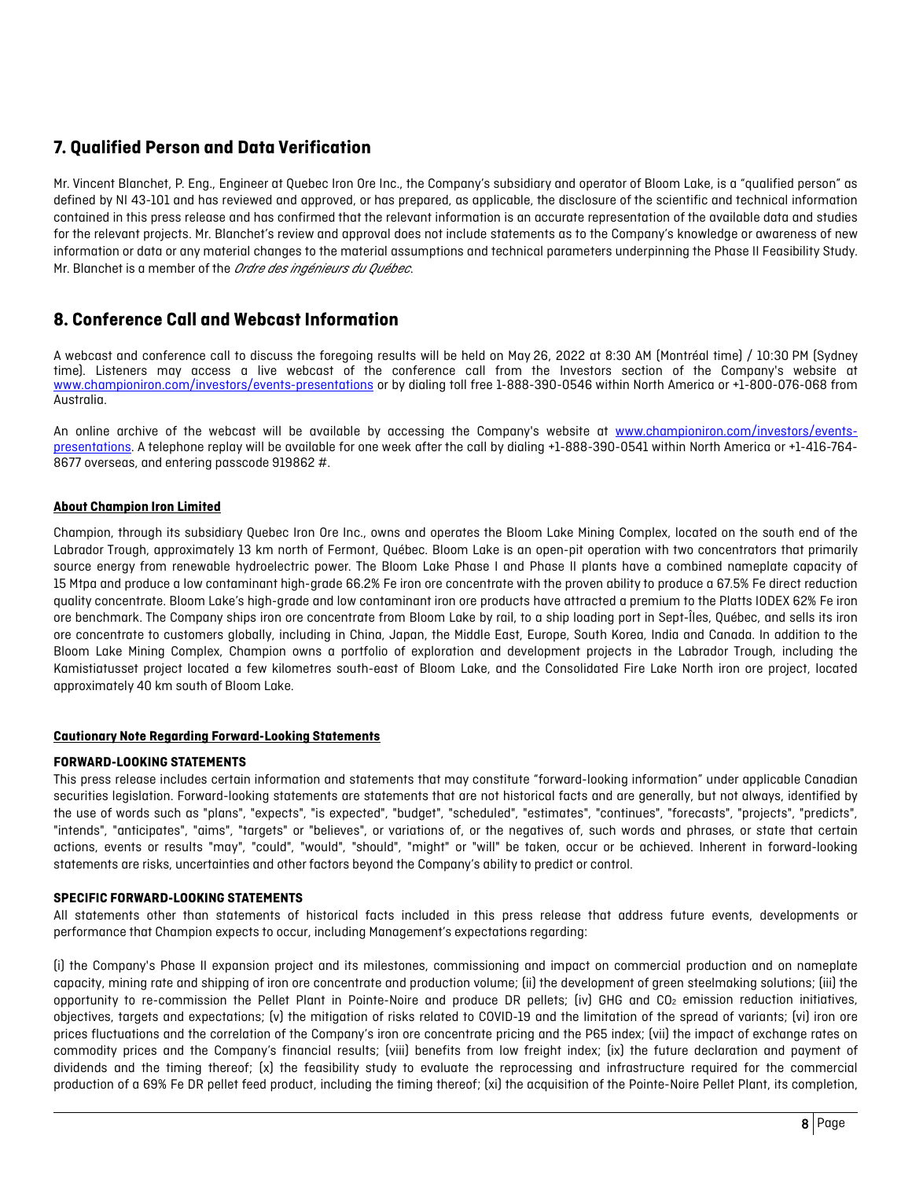## 7. Qualified Person and Data Verification

Mr. Vincent Blanchet, P. Eng., Engineer at Quebec Iron Ore Inc., the Company's subsidiary and operator of Bloom Lake, is a "qualified person" as defined by NI 43-101 and has reviewed and approved, or has prepared, as applicable, the disclosure of the scientific and technical information contained in this press release and has confirmed that the relevant information is an accurate representation of the available data and studies for the relevant projects. Mr. Blanchet's review and approval does not include statements as to the Company's knowledge or awareness of new information or data or any material changes to the material assumptions and technical parameters underpinning the Phase II Feasibility Study. Mr. Blanchet is a member of the *Ordre des ingénieurs du Québec*.

## 8. Conference Call and Webcast Information

A webcast and conference call to discuss the foregoing results will be held on May 26, 2022 at 8:30 AM (Montréal time) / 10:30 PM (Sydney time). Listeners may access a live webcast of the conference call from the Investors section of the Company's website at www.championiron.com/investors/events-presentations or by dialing toll free 1-888-390-0546 within North America or +1-800-076-068 from Australia.

An online archive of the webcast will be available by accessing the Company's website at www.championiron.com/investors/events-presentations. A telephone replay will be available for one week after the call by dialing +1-888-390-0541 within North America or +1-416-764-8677 overseas, and entering passcode 919862 #.

**About Champion Iron Limited**

Champion, through its subsidiary Quebec Iron Ore Inc., owns and operates the Bloom Lake Mining Complex, located on the south end of the Labrador Trough, approximately 13 km north of Fermont, Québec. Bloom Lake is an open-pit operation with two concentrators that primarily source energy from renewable hydroelectric power. The Bloom Lake Phase I and Phase II plants have a combined nameplate capacity of 15 Mtpa and produce a low contaminant high-grade 66.2% Fe iron ore concentrate with the proven ability to produce a 67.5% Fe direct reduction quality concentrate. Bloom Lake's high-grade and low contaminant iron ore products have attracted a premium to the Platts IODEX 62% Fe iron ore benchmark. The Company ships iron ore concentrate from Bloom Lake by rail, to a ship loading port in Sept-Îles, Québec, and sells its iron ore concentrate to customers globally, including in China, Japan, the Middle East, Europe, South Korea, India and Canada. In addition to the Bloom Lake Mining Complex, Champion owns a portfolio of exploration and development projects in the Labrador Trough, including the Kamistiatusset project located a few kilometres south-east of Bloom Lake, and the Consolidated Fire Lake North iron ore project, located approximately 40 km south of Bloom Lake.

**Cautionary Note Regarding Forward-Looking Statements**

**FORWARD-LOOKING STATEMENTS**

This press release includes certain information and statements that may constitute "forward-looking information" under applicable Canadian securities legislation. Forward-looking statements are statements that are not historical facts and are generally, but not always, identified by the use of words such as "plans", "expects", "is expected", "budget", "scheduled", "estimates", "continues", "forecasts", "projects", "predicts", "intends", "anticipates", "aims", "targets" or "believes", or variations of, or the negatives of, such words and phrases, or state that certain actions, events or results "may", "could", "would", "should", "might" or "will" be taken, occur or be achieved. Inherent in forward-looking statements are risks, uncertainties and other factors beyond the Company's ability to predict or control.

**SPECIFIC FORWARD-LOOKING STATEMENTS**

All statements other than statements of historical facts included in this press release that address future events, developments or performance that Champion expects to occur, including Management's expectations regarding:

(i) the Company's Phase II expansion project and its milestones, commissioning and impact on commercial production and on nameplate capacity, mining rate and shipping of iron ore concentrate and production volume; (ii) the development of green steelmaking solutions; (iii) the opportunity to re-commission the Pellet Plant in Pointe-Noire and produce DR pellets; (iv) GHG and $CO_2$ emission reduction initiatives, objectives, targets and expectations; (v) the mitigation of risks related to COVID-19 and the limitation of the spread of variants; (vi) iron ore prices fluctuations and the correlation of the Company's iron ore concentrate pricing and the P65 index; (vii) the impact of exchange rates on commodity prices and the Company's financial results; (viii) benefits from low freight index; (ix) the future declaration and payment of dividends and the timing thereof; (x) the feasibility study to evaluate the reprocessing and infrastructure required for the commercial production of a 69% Fe DR pellet feed product, including the timing thereof; (xi) the acquisition of the Pointe-Noire Pellet Plant, its completion,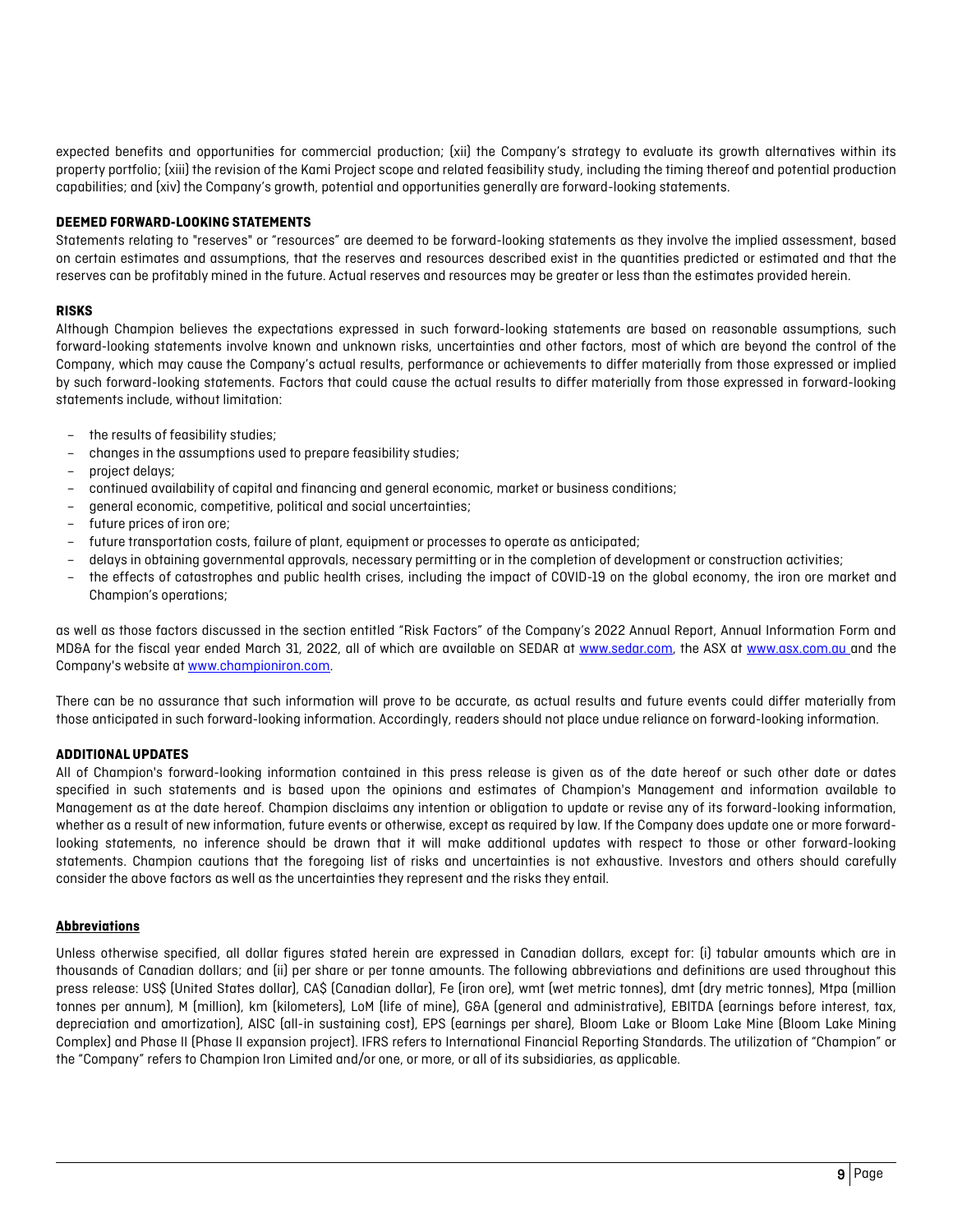expected benefits and opportunities for commercial production; (xii) the Company's strategy to evaluate its growth alternatives within its property portfolio; (xiii) the revision of the Kami Project scope and related feasibility study, including the timing thereof and potential production capabilities; and (xiv) the Company's growth, potential and opportunities generally are forward-looking statements.

**DEEMED FORWARD-LOOKING STATEMENTS**

Statements relating to "reserves" or "resources" are deemed to be forward-looking statements as they involve the implied assessment, based on certain estimates and assumptions, that the reserves and resources described exist in the quantities predicted or estimated and that the reserves can be profitably mined in the future. Actual reserves and resources may be greater or less than the estimates provided herein.

**RISKS**

Although Champion believes the expectations expressed in such forward-looking statements are based on reasonable assumptions, such forward-looking statements involve known and unknown risks, uncertainties and other factors, most of which are beyond the control of the Company, which may cause the Company's actual results, performance or achievements to differ materially from those expressed or implied by such forward-looking statements. Factors that could cause the actual results to differ materially from those expressed in forward-looking statements include, without limitation:

- the results of feasibility studies;
- changes in the assumptions used to prepare feasibility studies;
- project delays;
- continued availability of capital and financing and general economic, market or business conditions;
- general economic, competitive, political and social uncertainties;
- future prices of iron ore;
- future transportation costs, failure of plant, equipment or processes to operate as anticipated;
- delays in obtaining governmental approvals, necessary permitting or in the completion of development or construction activities;
- the effects of catastrophes and public health crises, including the impact of COVID-19 on the global economy, the iron ore market and Champion's operations;

as well as those factors discussed in the section entitled "Risk Factors" of the Company's 2022 Annual Report, Annual Information Form and MD&A for the fiscal year ended March 31, 2022, all of which are available on SEDAR at www.sedar.com, the ASX at www.asx.com.au and the Company's website at www.championiron.com.

There can be no assurance that such information will prove to be accurate, as actual results and future events could differ materially from those anticipated in such forward-looking information. Accordingly, readers should not place undue reliance on forward-looking information.

**ADDITIONAL UPDATES**

All of Champion's forward-looking information contained in this press release is given as of the date hereof or such other date or dates specified in such statements and is based upon the opinions and estimates of Champion's Management and information available to Management as at the date hereof. Champion disclaims any intention or obligation to update or revise any of its forward-looking information, whether as a result of new information, future events or otherwise, except as required by law. If the Company does update one or more forward-looking statements, no inference should be drawn that it will make additional updates with respect to those or other forward-looking statements. Champion cautions that the foregoing list of risks and uncertainties is not exhaustive. Investors and others should carefully consider the above factors as well as the uncertainties they represent and the risks they entail.

**Abbreviations**

Unless otherwise specified, all dollar figures stated herein are expressed in Canadian dollars, except for: (i) tabular amounts which are in thousands of Canadian dollars; and (ii) per share or per tonne amounts. The following abbreviations and definitions are used throughout this press release: US$ (United States dollar), CA$ (Canadian dollar), Fe (iron ore), wmt (wet metric tonnes), dmt (dry metric tonnes), Mtpa (million tonnes per annum), M (million), km (kilometers), LoM (life of mine), G&A (general and administrative), EBITDA (earnings before interest, tax, depreciation and amortization), AISC (all-in sustaining cost), EPS (earnings per share), Bloom Lake or Bloom Lake Mine (Bloom Lake Mining Complex) and Phase II (Phase II expansion project). IFRS refers to International Financial Reporting Standards. The utilization of "Champion" or the "Company" refers to Champion Iron Limited and/or one, or more, or all of its subsidiaries, as applicable.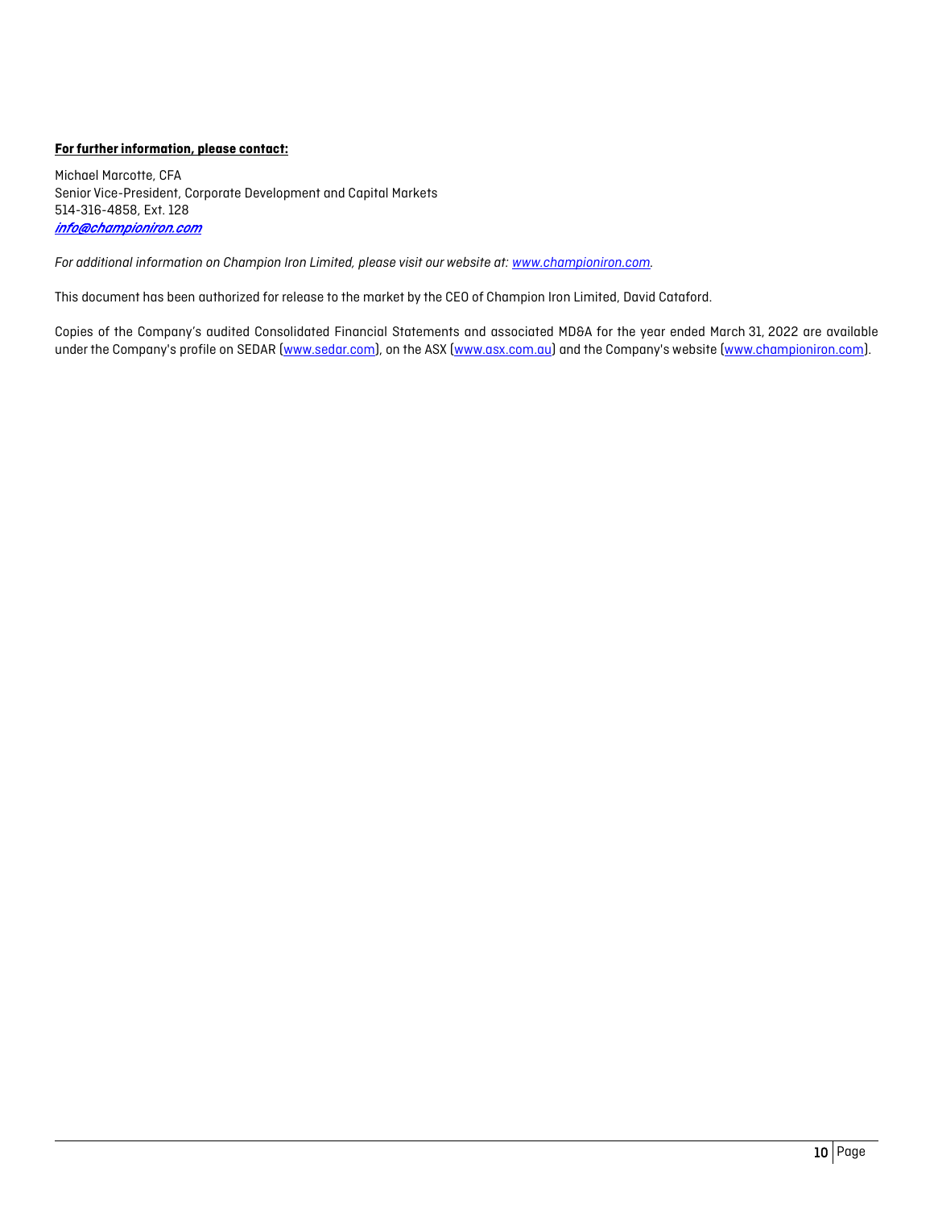**For further information, please contact:**

Michael Marcotte, CFA
Senior Vice-President, Corporate Development and Capital Markets
514-316-4858, Ext. 128
***info@championiron.com***

*For additional information on Champion Iron Limited, please visit our website at: www.championiron.com.*

This document has been authorized for release to the market by the CEO of Champion Iron Limited, David Cataford.

Copies of the Company's audited Consolidated Financial Statements and associated MD&A for the year ended March 31, 2022 are available under the Company's profile on SEDAR (www.sedar.com), on the ASX (www.asx.com.au) and the Company's website (www.championiron.com).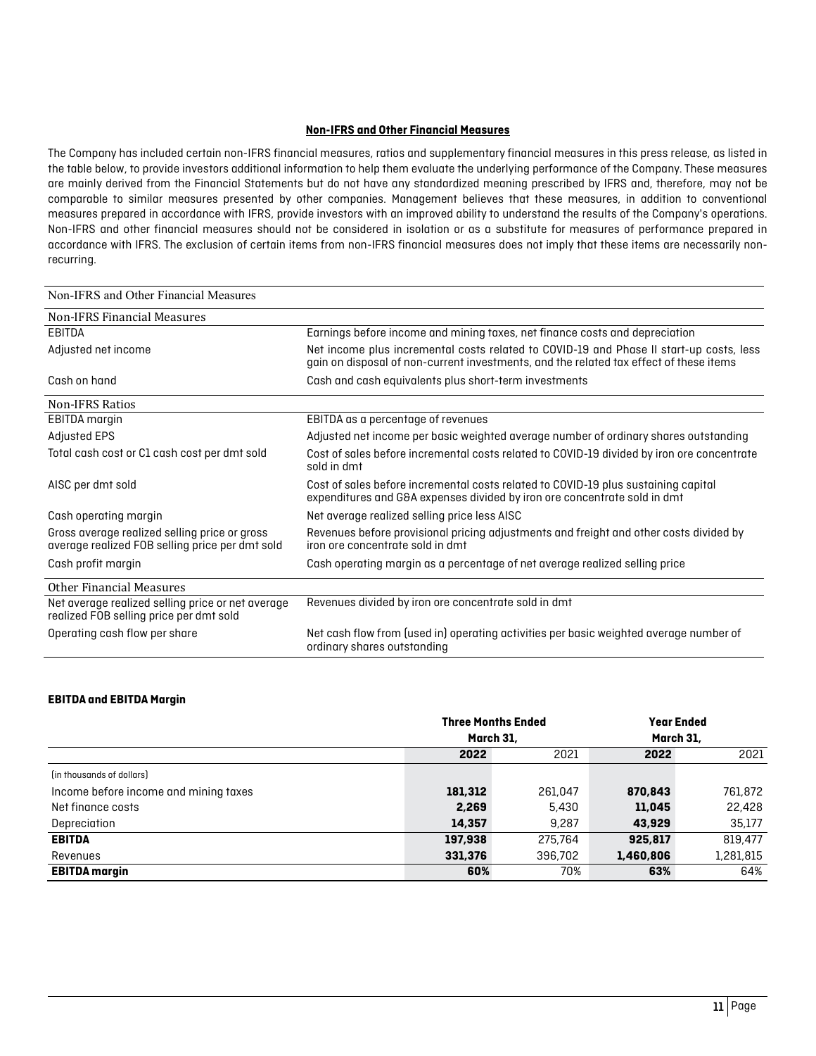## Non-IFRS and Other Financial Measures

The Company has included certain non-IFRS financial measures, ratios and supplementary financial measures in this press release, as listed in the table below, to provide investors additional information to help them evaluate the underlying performance of the Company. These measures are mainly derived from the Financial Statements but do not have any standardized meaning prescribed by IFRS and, therefore, may not be comparable to similar measures presented by other companies. Management believes that these measures, in addition to conventional measures prepared in accordance with IFRS, provide investors with an improved ability to understand the results of the Company's operations. Non-IFRS and other financial measures should not be considered in isolation or as a substitute for measures of performance prepared in accordance with IFRS. The exclusion of certain items from non-IFRS financial measures does not imply that these items are necessarily non-recurring.

| Non-IFRS and Other Financial Measures | |
|---|---|
| **Non-IFRS Financial Measures** | |
| EBITDA | Earnings before income and mining taxes, net finance costs and depreciation |
| Adjusted net income | Net income plus incremental costs related to COVID-19 and Phase II start-up costs, less gain on disposal of non-current investments, and the related tax effect of these items |
| Cash on hand | Cash and cash equivalents plus short-term investments |
| **Non-IFRS Ratios** | |
| EBITDA margin | EBITDA as a percentage of revenues |
| Adjusted EPS | Adjusted net income per basic weighted average number of ordinary shares outstanding |
| Total cash cost or C1 cash cost per dmt sold | Cost of sales before incremental costs related to COVID-19 divided by iron ore concentrate sold in dmt |
| AISC per dmt sold | Cost of sales before incremental costs related to COVID-19 plus sustaining capital expenditures and G&A expenses divided by iron ore concentrate sold in dmt |
| Cash operating margin | Net average realized selling price less AISC |
| Gross average realized selling price or gross average realized FOB selling price per dmt sold | Revenues before provisional pricing adjustments and freight and other costs divided by iron ore concentrate sold in dmt |
| Cash profit margin | Cash operating margin as a percentage of net average realized selling price |
| **Other Financial Measures** | |
| Net average realized selling price or net average realized FOB selling price per dmt sold | Revenues divided by iron ore concentrate sold in dmt |
| Operating cash flow per share | Net cash flow from (used in) operating activities per basic weighted average number of ordinary shares outstanding |

**EBITDA and EBITDA Margin**

| | Three Months Ended March 31, | | Year Ended March 31, | |
|---|---|---|---|---|
| | **2022** | 2021 | **2022** | 2021 |
| (in thousands of dollars) | | | | |
| Income before income and mining taxes | **181,312** | 261,047 | **870,843** | 761,872 |
| Net finance costs | **2,269** | 5,430 | **11,045** | 22,428 |
| Depreciation | **14,357** | 9,287 | **43,929** | 35,177 |
| **EBITDA** | **197,938** | 275,764 | **925,817** | 819,477 |
| Revenues | **331,376** | 396,702 | **1,460,806** | 1,281,815 |
| **EBITDA margin** | **60%** | 70% | **63%** | 64% |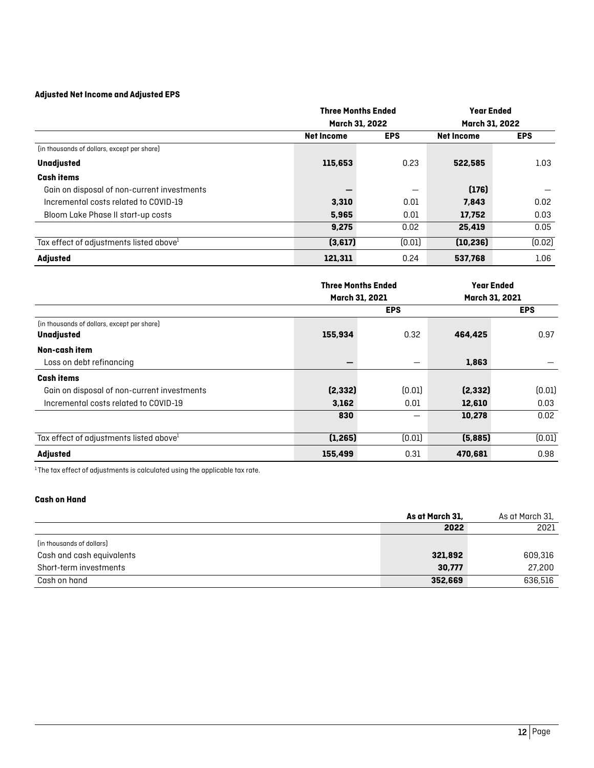### Adjusted Net Income and Adjusted EPS

| | Three Months Ended March 31, 2022 | | Year Ended March 31, 2022 | |
|---|---|---|---|---|
| | **Net Income** | **EPS** | **Net Income** | **EPS** |
| (in thousands of dollars, except per share) | | | | |
| **Unadjusted** | **115,653** | 0.23 | **522,585** | 1.03 |
| **Cash items** | | | | |
| Gain on disposal of non-current investments | **—** | — | **(176)** | — |
| Incremental costs related to COVID-19 | **3,310** | 0.01 | **7,843** | 0.02 |
| Bloom Lake Phase II start-up costs | **5,965** | 0.01 | **17,752** | 0.03 |
| | **9,275** | 0.02 | **25,419** | 0.05 |
| Tax effect of adjustments listed above[1] | **(3,617)** | (0.01) | **(10,236)** | (0.02) |
| **Adjusted** | **121,311** | 0.24 | **537,768** | 1.06 |

| | Three Months Ended March 31, 2021 | | Year Ended March 31, 2021 | |
|---|---|---|---|---|
| | | **EPS** | | **EPS** |
| (in thousands of dollars, except per share) | | | | |
| **Unadjusted** | **155,934** | 0.32 | **464,425** | 0.97 |
| **Non-cash item** | | | | |
| Loss on debt refinancing | **—** | — | **1,863** | — |
| **Cash items** | | | | |
| Gain on disposal of non-current investments | **(2,332)** | (0.01) | **(2,332)** | (0.01) |
| Incremental costs related to COVID-19 | **3,162** | 0.01 | **12,610** | 0.03 |
| | **830** | — | **10,278** | 0.02 |
| Tax effect of adjustments listed above[1] | **(1,265)** | (0.01) | **(5,885)** | (0.01) |
| **Adjusted** | **155,499** | 0.31 | **470,681** | 0.98 |

[1] The tax effect of adjustments is calculated using the applicable tax rate.

### Cash on Hand

| | As at March 31, 2022 | As at March 31, 2021 |
|---|---|---|
| (in thousands of dollars) | | |
| Cash and cash equivalents | **321,892** | 609,316 |
| Short-term investments | **30,777** | 27,200 |
| Cash on hand | **352,669** | 636,516 |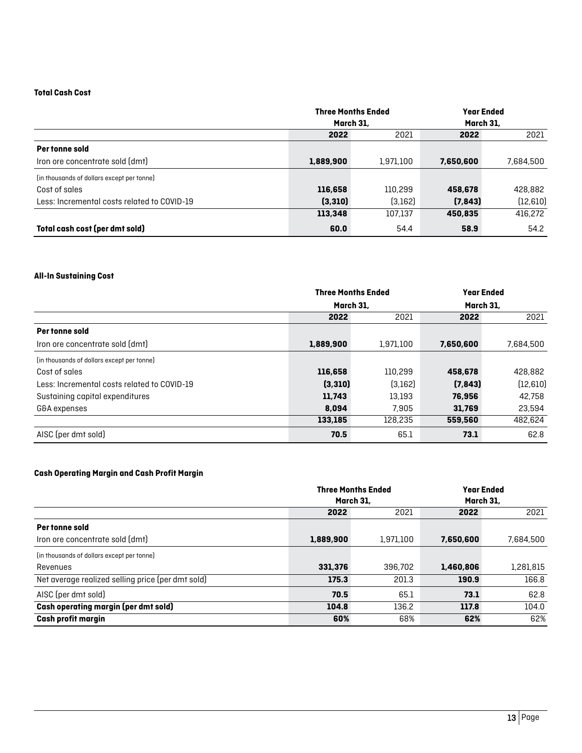**Total Cash Cost**

| | Three Months Ended March 31, | | Year Ended March 31, | |
|---|---|---|---|---|
| | **2022** | 2021 | **2022** | 2021 |
| **Per tonne sold** | | | | |
| Iron ore concentrate sold (dmt) | **1,889,900** | 1,971,100 | **7,650,600** | 7,684,500 |
| (in thousands of dollars except per tonne) | | | | |
| Cost of sales | **116,658** | 110,299 | **458,678** | 428,882 |
| Less: Incremental costs related to COVID-19 | **(3,310)** | (3,162) | **(7,843)** | (12,610) |
| | **113,348** | 107,137 | **450,835** | 416,272 |
| **Total cash cost (per dmt sold)** | **60.0** | 54.4 | **58.9** | 54.2 |

**All-In Sustaining Cost**

| | Three Months Ended March 31, | | Year Ended March 31, | |
|---|---|---|---|---|
| | **2022** | 2021 | **2022** | 2021 |
| **Per tonne sold** | | | | |
| Iron ore concentrate sold (dmt) | **1,889,900** | 1,971,100 | **7,650,600** | 7,684,500 |
| (in thousands of dollars except per tonne) | | | | |
| Cost of sales | **116,658** | 110,299 | **458,678** | 428,882 |
| Less: Incremental costs related to COVID-19 | **(3,310)** | (3,162) | **(7,843)** | (12,610) |
| Sustaining capital expenditures | **11,743** | 13,193 | **76,956** | 42,758 |
| G&A expenses | **8,094** | 7,905 | **31,769** | 23,594 |
| | **133,185** | 128,235 | **559,560** | 482,624 |
| AISC (per dmt sold) | **70.5** | 65.1 | **73.1** | 62.8 |

**Cash Operating Margin and Cash Profit Margin**

| | Three Months Ended March 31, | | Year Ended March 31, | |
|---|---|---|---|---|
| | **2022** | 2021 | **2022** | 2021 |
| **Per tonne sold** | | | | |
| Iron ore concentrate sold (dmt) | **1,889,900** | 1,971,100 | **7,650,600** | 7,684,500 |
| (in thousands of dollars except per tonne) | | | | |
| Revenues | **331,376** | 396,702 | **1,460,806** | 1,281,815 |
| Net average realized selling price (per dmt sold) | **175.3** | 201.3 | **190.9** | 166.8 |
| AISC (per dmt sold) | **70.5** | 65.1 | **73.1** | 62.8 |
| **Cash operating margin (per dmt sold)** | **104.8** | 136.2 | **117.8** | 104.0 |
| **Cash profit margin** | **60%** | 68% | **62%** | 62% |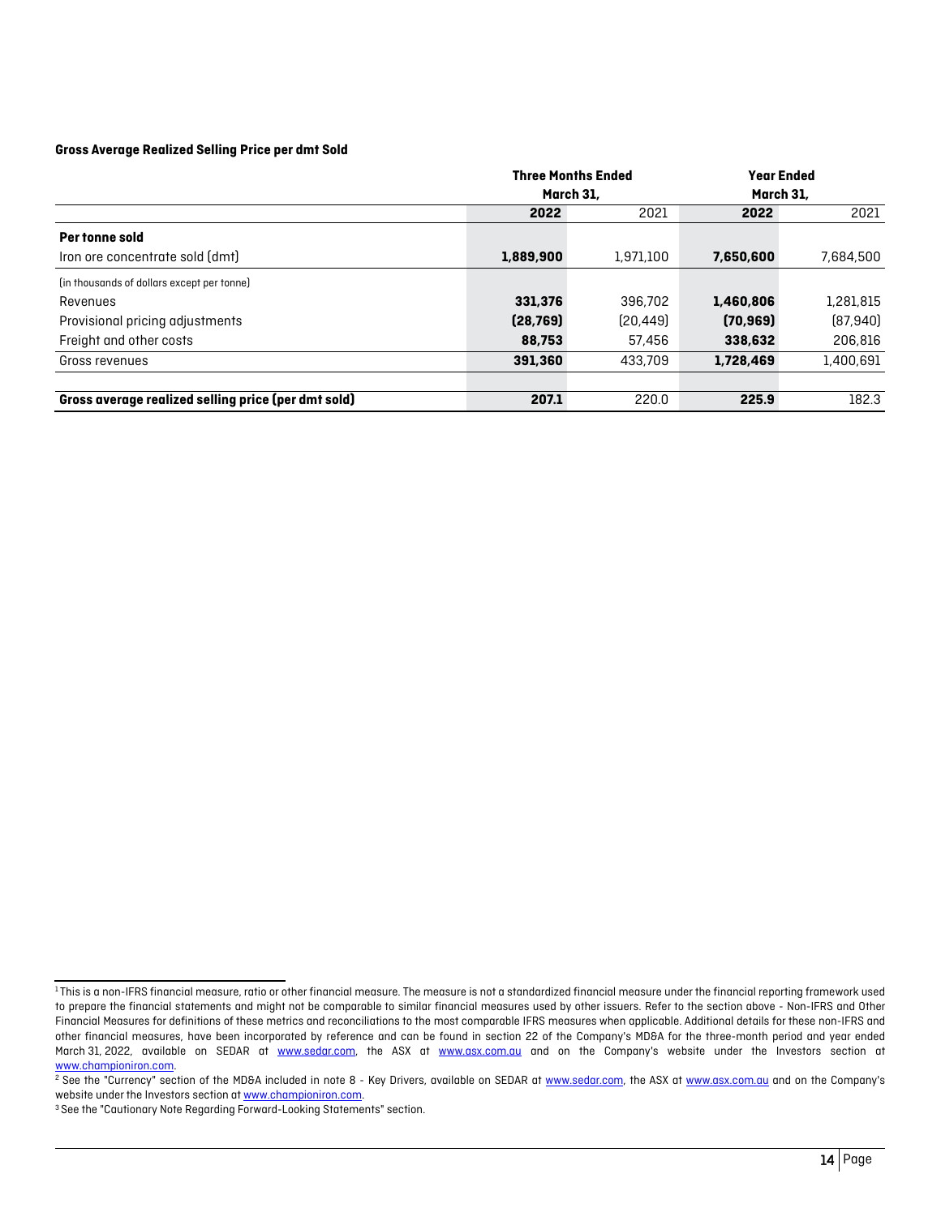**Gross Average Realized Selling Price per dmt Sold**

| | Three Months Ended March 31, | | Year Ended March 31, | |
|---|---|---|---|---|
| | **2022** | 2021 | **2022** | 2021 |
| **Per tonne sold** | | | | |
| Iron ore concentrate sold (dmt) | **1,889,900** | 1,971,100 | **7,650,600** | 7,684,500 |
| (in thousands of dollars except per tonne) | | | | |
| Revenues | **331,376** | 396,702 | **1,460,806** | 1,281,815 |
| Provisional pricing adjustments | **(28,769)** | (20,449) | **(70,969)** | (87,940) |
| Freight and other costs | **88,753** | 57,456 | **338,632** | 206,816 |
| Gross revenues | **391,360** | 433,709 | **1,728,469** | 1,400,691 |
| **Gross average realized selling price (per dmt sold)** | **207.1** | 220.0 | **225.9** | 182.3 |

[1] This is a non-IFRS financial measure, ratio or other financial measure. The measure is not a standardized financial measure under the financial reporting framework used to prepare the financial statements and might not be comparable to similar financial measures used by other issuers. Refer to the section above - Non-IFRS and Other Financial Measures for definitions of these metrics and reconciliations to the most comparable IFRS measures when applicable. Additional details for these non-IFRS and other financial measures, have been incorporated by reference and can be found in section 22 of the Company's MD&A for the three-month period and year ended March 31, 2022, available on SEDAR at www.sedar.com, the ASX at www.asx.com.au and on the Company's website under the Investors section at www.championiron.com.

[2] See the "Currency" section of the MD&A included in note 8 - Key Drivers, available on SEDAR at www.sedar.com, the ASX at www.asx.com.au and on the Company's website under the Investors section at www.championiron.com.

[3] See the "Cautionary Note Regarding Forward-Looking Statements" section.